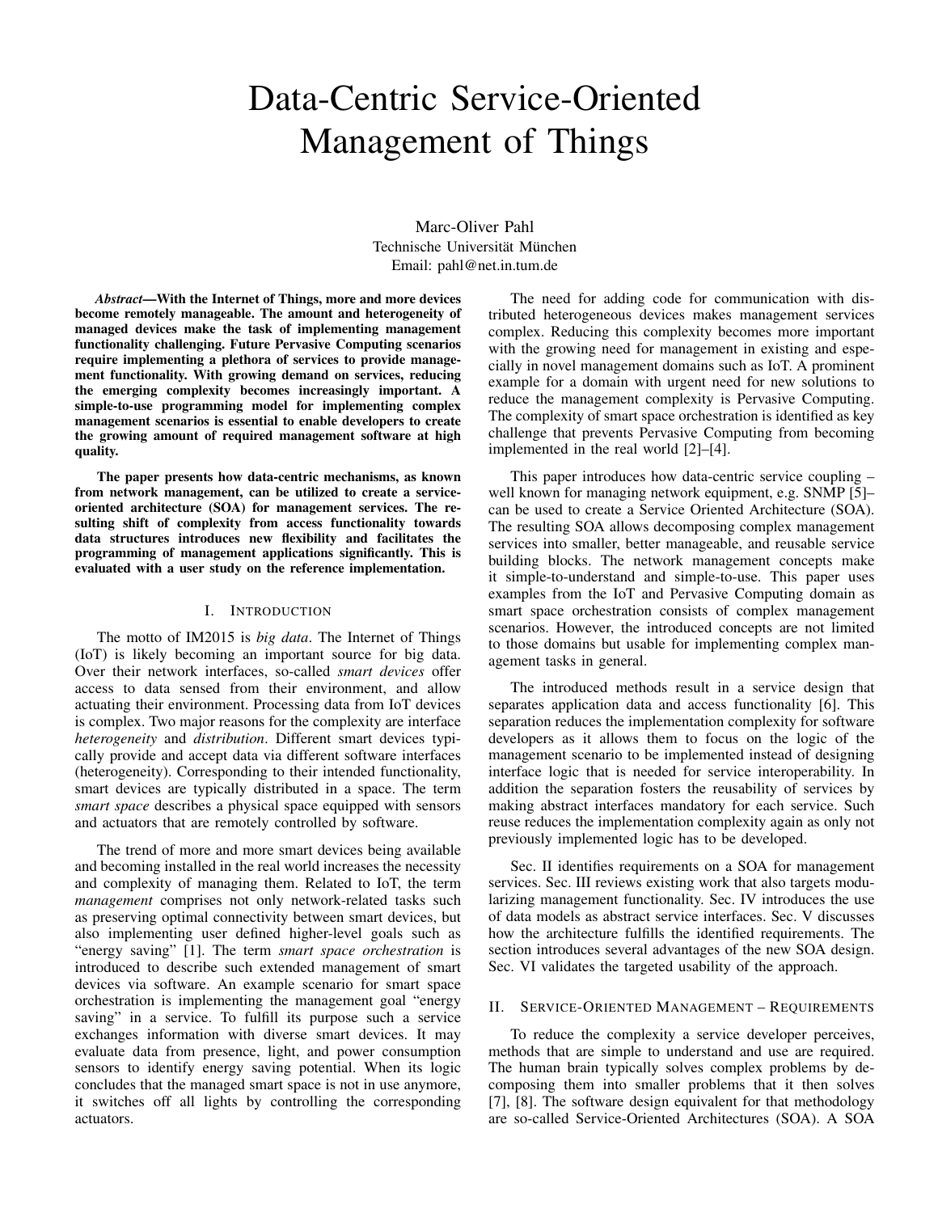# Data-Centric Service-Oriented Management of Things

Marc-Oliver Pahl
Technische Universität München
Email: pahl@net.in.tum.de

***Abstract*—With the Internet of Things, more and more devices become remotely manageable. The amount and heterogeneity of managed devices make the task of implementing management functionality challenging. Future Pervasive Computing scenarios require implementing a plethora of services to provide management functionality. With growing demand on services, reducing the emerging complexity becomes increasingly important. A simple-to-use programming model for implementing complex management scenarios is essential to enable developers to create the growing amount of required management software at high quality.**

**The paper presents how data-centric mechanisms, as known from network management, can be utilized to create a service-oriented architecture (SOA) for management services. The resulting shift of complexity from access functionality towards data structures introduces new flexibility and facilitates the programming of management applications significantly. This is evaluated with a user study on the reference implementation.**

## I. Introduction

The motto of IM2015 is *big data*. The Internet of Things (IoT) is likely becoming an important source for big data. Over their network interfaces, so-called *smart devices* offer access to data sensed from their environment, and allow actuating their environment. Processing data from IoT devices is complex. Two major reasons for the complexity are interface *heterogeneity* and *distribution*. Different smart devices typically provide and accept data via different software interfaces (heterogeneity). Corresponding to their intended functionality, smart devices are typically distributed in a space. The term *smart space* describes a physical space equipped with sensors and actuators that are remotely controlled by software.

The trend of more and more smart devices being available and becoming installed in the real world increases the necessity and complexity of managing them. Related to IoT, the term *management* comprises not only network-related tasks such as preserving optimal connectivity between smart devices, but also implementing user defined higher-level goals such as "energy saving" [1]. The term *smart space orchestration* is introduced to describe such extended management of smart devices via software. An example scenario for smart space orchestration is implementing the management goal "energy saving" in a service. To fulfill its purpose such a service exchanges information with diverse smart devices. It may evaluate data from presence, light, and power consumption sensors to identify energy saving potential. When its logic concludes that the managed smart space is not in use anymore, it switches off all lights by controlling the corresponding actuators.

The need for adding code for communication with distributed heterogeneous devices makes management services complex. Reducing this complexity becomes more important with the growing need for management in existing and especially in novel management domains such as IoT. A prominent example for a domain with urgent need for new solutions to reduce the management complexity is Pervasive Computing. The complexity of smart space orchestration is identified as key challenge that prevents Pervasive Computing from becoming implemented in the real world [2]–[4].

This paper introduces how data-centric service coupling – well known for managing network equipment, e.g. SNMP [5]– can be used to create a Service Oriented Architecture (SOA). The resulting SOA allows decomposing complex management services into smaller, better manageable, and reusable service building blocks. The network management concepts make it simple-to-understand and simple-to-use. This paper uses examples from the IoT and Pervasive Computing domain as smart space orchestration consists of complex management scenarios. However, the introduced concepts are not limited to those domains but usable for implementing complex management tasks in general.

The introduced methods result in a service design that separates application data and access functionality [6]. This separation reduces the implementation complexity for software developers as it allows them to focus on the logic of the management scenario to be implemented instead of designing interface logic that is needed for service interoperability. In addition the separation fosters the reusability of services by making abstract interfaces mandatory for each service. Such reuse reduces the implementation complexity again as only not previously implemented logic has to be developed.

Sec. II identifies requirements on a SOA for management services. Sec. III reviews existing work that also targets modularizing management functionality. Sec. IV introduces the use of data models as abstract service interfaces. Sec. V discusses how the architecture fulfills the identified requirements. The section introduces several advantages of the new SOA design. Sec. VI validates the targeted usability of the approach.

## II. Service-Oriented Management – Requirements

To reduce the complexity a service developer perceives, methods that are simple to understand and use are required. The human brain typically solves complex problems by decomposing them into smaller problems that it then solves [7], [8]. The software design equivalent for that methodology are so-called Service-Oriented Architectures (SOA). A SOA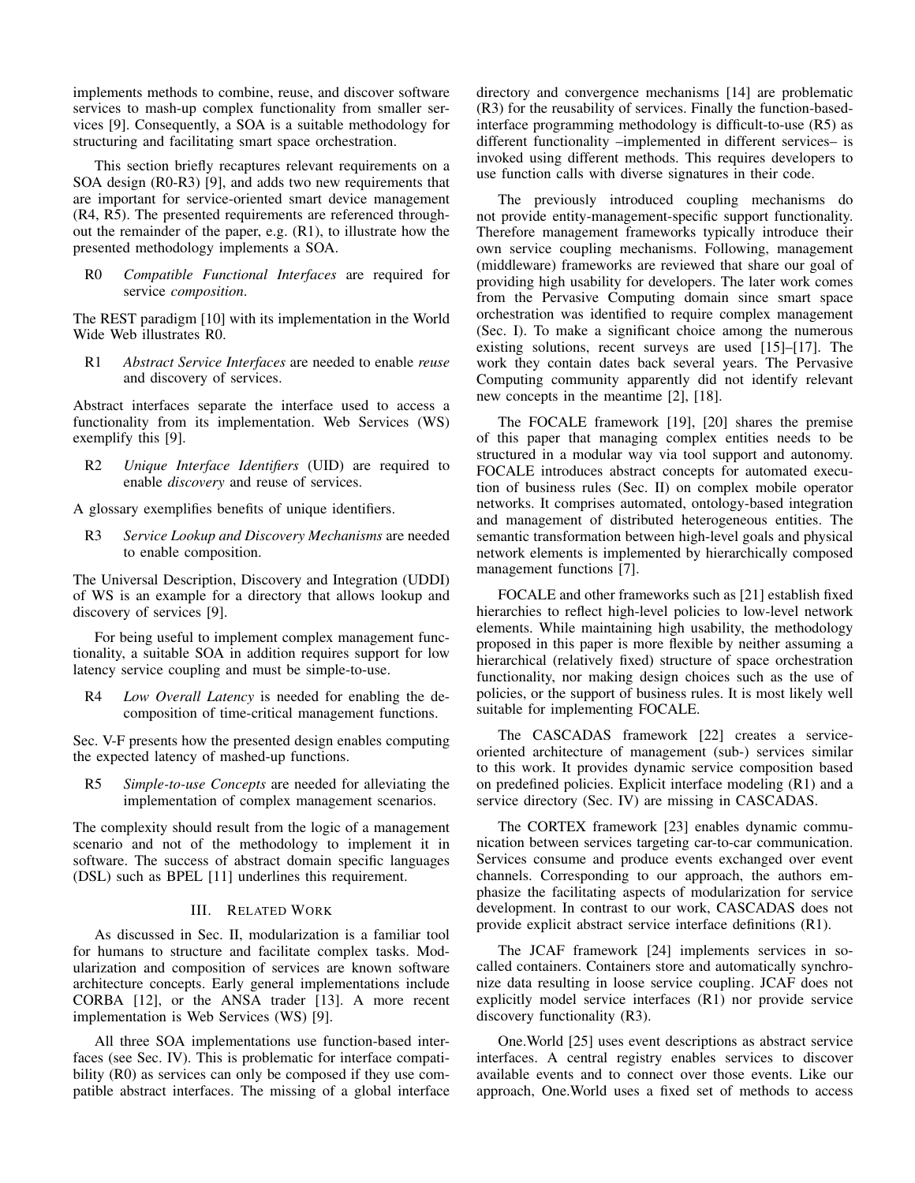implements methods to combine, reuse, and discover software services to mash-up complex functionality from smaller services [9]. Consequently, a SOA is a suitable methodology for structuring and facilitating smart space orchestration.

This section briefly recaptures relevant requirements on a SOA design (R0-R3) [9], and adds two new requirements that are important for service-oriented smart device management (R4, R5). The presented requirements are referenced throughout the remainder of the paper, e.g. (R1), to illustrate how the presented methodology implements a SOA.

R0 *Compatible Functional Interfaces* are required for service *composition*.

The REST paradigm [10] with its implementation in the World Wide Web illustrates R0.

R1 *Abstract Service Interfaces* are needed to enable *reuse* and discovery of services.

Abstract interfaces separate the interface used to access a functionality from its implementation. Web Services (WS) exemplify this [9].

R2 *Unique Interface Identifiers* (UID) are required to enable *discovery* and reuse of services.

A glossary exemplifies benefits of unique identifiers.

R3 *Service Lookup and Discovery Mechanisms* are needed to enable composition.

The Universal Description, Discovery and Integration (UDDI) of WS is an example for a directory that allows lookup and discovery of services [9].

For being useful to implement complex management functionality, a suitable SOA in addition requires support for low latency service coupling and must be simple-to-use.

R4 *Low Overall Latency* is needed for enabling the decomposition of time-critical management functions.

Sec. V-F presents how the presented design enables computing the expected latency of mashed-up functions.

R5 *Simple-to-use Concepts* are needed for alleviating the implementation of complex management scenarios.

The complexity should result from the logic of a management scenario and not of the methodology to implement it in software. The success of abstract domain specific languages (DSL) such as BPEL [11] underlines this requirement.

## III. Related Work

As discussed in Sec. II, modularization is a familiar tool for humans to structure and facilitate complex tasks. Modularization and composition of services are known software architecture concepts. Early general implementations include CORBA [12], or the ANSA trader [13]. A more recent implementation is Web Services (WS) [9].

All three SOA implementations use function-based interfaces (see Sec. IV). This is problematic for interface compatibility (R0) as services can only be composed if they use compatible abstract interfaces. The missing of a global interface directory and convergence mechanisms [14] are problematic (R3) for the reusability of services. Finally the function-based-interface programming methodology is difficult-to-use (R5) as different functionality –implemented in different services– is invoked using different methods. This requires developers to use function calls with diverse signatures in their code.

The previously introduced coupling mechanisms do not provide entity-management-specific support functionality. Therefore management frameworks typically introduce their own service coupling mechanisms. Following, management (middleware) frameworks are reviewed that share our goal of providing high usability for developers. The later work comes from the Pervasive Computing domain since smart space orchestration was identified to require complex management (Sec. I). To make a significant choice among the numerous existing solutions, recent surveys are used [15]–[17]. The work they contain dates back several years. The Pervasive Computing community apparently did not identify relevant new concepts in the meantime [2], [18].

The FOCALE framework [19], [20] shares the premise of this paper that managing complex entities needs to be structured in a modular way via tool support and autonomy. FOCALE introduces abstract concepts for automated execution of business rules (Sec. II) on complex mobile operator networks. It comprises automated, ontology-based integration and management of distributed heterogeneous entities. The semantic transformation between high-level goals and physical network elements is implemented by hierarchically composed management functions [7].

FOCALE and other frameworks such as [21] establish fixed hierarchies to reflect high-level policies to low-level network elements. While maintaining high usability, the methodology proposed in this paper is more flexible by neither assuming a hierarchical (relatively fixed) structure of space orchestration functionality, nor making design choices such as the use of policies, or the support of business rules. It is most likely well suitable for implementing FOCALE.

The CASCADAS framework [22] creates a service-oriented architecture of management (sub-) services similar to this work. It provides dynamic service composition based on predefined policies. Explicit interface modeling (R1) and a service directory (Sec. IV) are missing in CASCADAS.

The CORTEX framework [23] enables dynamic communication between services targeting car-to-car communication. Services consume and produce events exchanged over event channels. Corresponding to our approach, the authors emphasize the facilitating aspects of modularization for service development. In contrast to our work, CASCADAS does not provide explicit abstract service interface definitions (R1).

The JCAF framework [24] implements services in so-called containers. Containers store and automatically synchronize data resulting in loose service coupling. JCAF does not explicitly model service interfaces (R1) nor provide service discovery functionality (R3).

One.World [25] uses event descriptions as abstract service interfaces. A central registry enables services to discover available events and to connect over those events. Like our approach, One.World uses a fixed set of methods to access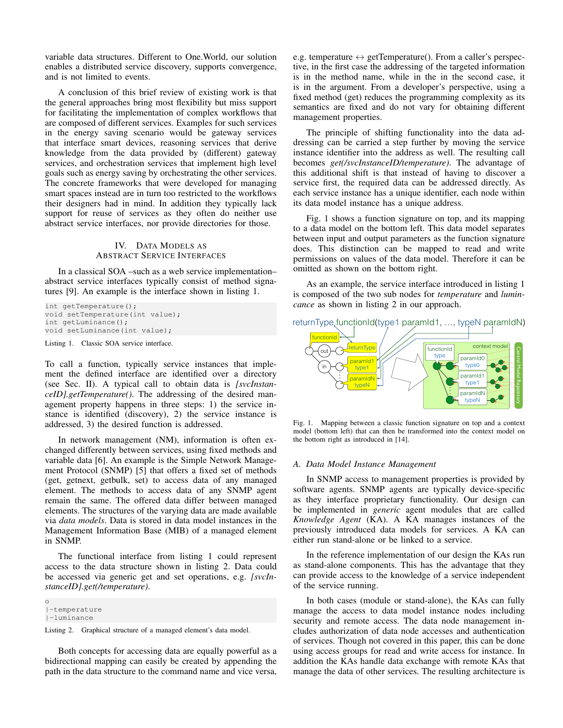variable data structures. Different to One.World, our solution enables a distributed service discovery, supports convergence, and is not limited to events.

A conclusion of this brief review of existing work is that the general approaches bring most flexibility but miss support for facilitating the implementation of complex workflows that are composed of different services. Examples for such services in the energy saving scenario would be gateway services that interface smart devices, reasoning services that derive knowledge from the data provided by (different) gateway services, and orchestration services that implement high level goals such as energy saving by orchestrating the other services. The concrete frameworks that were developed for managing smart spaces instead are in turn too restricted to the workflows their designers had in mind. In addition they typically lack support for reuse of services as they often do neither use abstract service interfaces, nor provide directories for those.

## IV. Data Models as Abstract Service Interfaces

In a classical SOA –such as a web service implementation– abstract service interfaces typically consist of method signatures [9]. An example is the interface shown in listing 1.

```
int getTemperature();
void setTemperature(int value);
int getLuminance();
void setLuminance(int value);
```

Listing 1. Classic SOA service interface.

To call a function, typically service instances that implement the defined interface are identified over a directory (see Sec. II). A typical call to obtain data is *[svcInstanceID].getTemperature()*. The addressing of the desired management property happens in three steps: 1) the service instance is identified (discovery), 2) the service instance is addressed, 3) the desired function is addressed.

In network management (NM), information is often exchanged differently between services, using fixed methods and variable data [6]. An example is the Simple Network Management Protocol (SNMP) [5] that offers a fixed set of methods (get, getnext, getbulk, set) to access data of any managed element. The methods to access data of any SNMP agent remain the same. The offered data differ between managed elements. The structures of the varying data are made available via *data models*. Data is stored in data model instances in the Management Information Base (MIB) of a managed element in SNMP.

The functional interface from listing 1 could represent access to the data structure shown in listing 2. Data could be accessed via generic get and set operations, e.g. *[svcInstanceID].get(/temperature)*.

```
o
|-temperature
|-luminance
```

Listing 2. Graphical structure of a managed element's data model.

Both concepts for accessing data are equally powerful as a bidirectional mapping can easily be created by appending the path in the data structure to the command name and vice versa, e.g. temperature ↔ getTemperature(). From a caller's perspective, in the first case the addressing of the targeted information is in the method name, while in the in the second case, it is in the argument. From a developer's perspective, using a fixed method (get) reduces the programming complexity as its semantics are fixed and do not vary for obtaining different management properties.

The principle of shifting functionality into the data addressing can be carried a step further by moving the service instance identifier into the address as well. The resulting call becomes *get(/svcInstanceID/temperature)*. The advantage of this additional shift is that instead of having to discover a service first, the required data can be addressed directly. As each service instance has a unique identifier, each node within its data model instance has a unique address.

Fig. 1 shows a function signature on top, and its mapping to a data model on the bottom left. This data model separates between input and output parameters as the function signature does. This distinction can be mapped to read and write permissions on values of the data model. Therefore it can be omitted as shown on the bottom right.

As an example, the service interface introduced in listing 1 is composed of the two sub nodes for *temperature* and *luminance* as shown in listing 2 in our approach.

Fig. 1. Mapping between a classic function signature on top and a context model (bottom left) that can then be transformed into the context model on the bottom right as introduced in [14].

### A. Data Model Instance Management

In SNMP access to management properties is provided by software agents. SNMP agents are typically device-specific as they interface proprietary functionality. Our design can be implemented in *generic* agent modules that are called *Knowledge Agent* (KA). A KA manages instances of the previously introduced data models for services. A KA can either run stand-alone or be linked to a service.

In the reference implementation of our design the KAs run as stand-alone components. This has the advantage that they can provide access to the knowledge of a service independent of the service running.

In both cases (module or stand-alone), the KAs can fully manage the access to data model instance nodes including security and remote access. The data node management includes authorization of data node accesses and authentication of services. Though not covered in this paper, this can be done using access groups for read and write access for instance. In addition the KAs handle data exchange with remote KAs that manage the data of other services. The resulting architecture is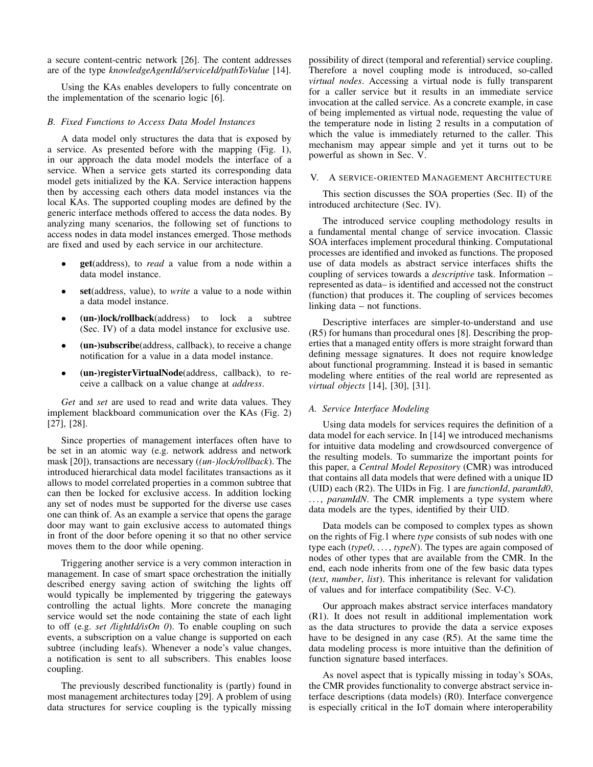a secure content-centric network [26]. The content addresses are of the type *knowledgeAgentId/serviceId/pathToValue* [14].

Using the KAs enables developers to fully concentrate on the implementation of the scenario logic [6].

### B. Fixed Functions to Access Data Model Instances

A data model only structures the data that is exposed by a service. As presented before with the mapping (Fig. 1), in our approach the data model models the interface of a service. When a service gets started its corresponding data model gets initialized by the KA. Service interaction happens then by accessing each others data model instances via the local KAs. The supported coupling modes are defined by the generic interface methods offered to access the data nodes. By analyzing many scenarios, the following set of functions to access nodes in data model instances emerged. Those methods are fixed and used by each service in our architecture.

- **get**(address), to *read* a value from a node within a data model instance.
- **set**(address, value), to *write* a value to a node within a data model instance.
- **(un-)lock/rollback**(address) to lock a subtree (Sec. IV) of a data model instance for exclusive use.
- **(un-)subscribe**(address, callback), to receive a change notification for a value in a data model instance.
- **(un-)registerVirtualNode**(address, callback), to receive a callback on a value change at *address*.

*Get* and *set* are used to read and write data values. They implement blackboard communication over the KAs (Fig. 2) [27], [28].

Since properties of management interfaces often have to be set in an atomic way (e.g. network address and network mask [20]), transactions are necessary (*(un-)lock/rollback*). The introduced hierarchical data model facilitates transactions as it allows to model correlated properties in a common subtree that can then be locked for exclusive access. In addition locking any set of nodes must be supported for the diverse use cases one can think of. As an example a service that opens the garage door may want to gain exclusive access to automated things in front of the door before opening it so that no other service moves them to the door while opening.

Triggering another service is a very common interaction in management. In case of smart space orchestration the initially described energy saving action of switching the lights off would typically be implemented by triggering the gateways controlling the actual lights. More concrete the managing service would set the node containing the state of each light to off (e.g. *set /lightId/isOn 0*). To enable coupling on such events, a subscription on a value change is supported on each subtree (including leafs). Whenever a node's value changes, a notification is sent to all subscribers. This enables loose coupling.

The previously described functionality is (partly) found in most management architectures today [29]. A problem of using data structures for service coupling is the typically missing possibility of direct (temporal and referential) service coupling. Therefore a novel coupling mode is introduced, so-called *virtual nodes*. Accessing a virtual node is fully transparent for a caller service but it results in an immediate service invocation at the called service. As a concrete example, in case of being implemented as virtual node, requesting the value of the temperature node in listing 2 results in a computation of which the value is immediately returned to the caller. This mechanism may appear simple and yet it turns out to be powerful as shown in Sec. V.

## V. A service-oriented Management Architecture

This section discusses the SOA properties (Sec. II) of the introduced architecture (Sec. IV).

The introduced service coupling methodology results in a fundamental mental change of service invocation. Classic SOA interfaces implement procedural thinking. Computational processes are identified and invoked as functions. The proposed use of data models as abstract service interfaces shifts the coupling of services towards a *descriptive* task. Information – represented as data– is identified and accessed not the construct (function) that produces it. The coupling of services becomes linking data – not functions.

Descriptive interfaces are simpler-to-understand and use (R5) for humans than procedural ones [8]. Describing the properties that a managed entity offers is more straight forward than defining message signatures. It does not require knowledge about functional programming. Instead it is based in semantic modeling where entities of the real world are represented as *virtual objects* [14], [30], [31].

### A. Service Interface Modeling

Using data models for services requires the definition of a data model for each service. In [14] we introduced mechanisms for intuitive data modeling and crowdsourced convergence of the resulting models. To summarize the important points for this paper, a *Central Model Repository* (CMR) was introduced that contains all data models that were defined with a unique ID (UID) each (R2). The UIDs in Fig. 1 are *functionId*, *paramId0*, …, *paramIdN*. The CMR implements a type system where data models are the types, identified by their UID.

Data models can be composed to complex types as shown on the rights of Fig.1 where *type* consists of sub nodes with one type each (*type0*, …, *typeN*). The types are again composed of nodes of other types that are available from the CMR. In the end, each node inherits from one of the few basic data types (*text*, *number*, *list*). This inheritance is relevant for validation of values and for interface compatibility (Sec. V-C).

Our approach makes abstract service interfaces mandatory (R1). It does not result in additional implementation work as the data structures to provide the data a service exposes have to be designed in any case (R5). At the same time the data modeling process is more intuitive than the definition of function signature based interfaces.

As novel aspect that is typically missing in today's SOAs, the CMR provides functionality to converge abstract service interface descriptions (data models) (R0). Interface convergence is especially critical in the IoT domain where interoperability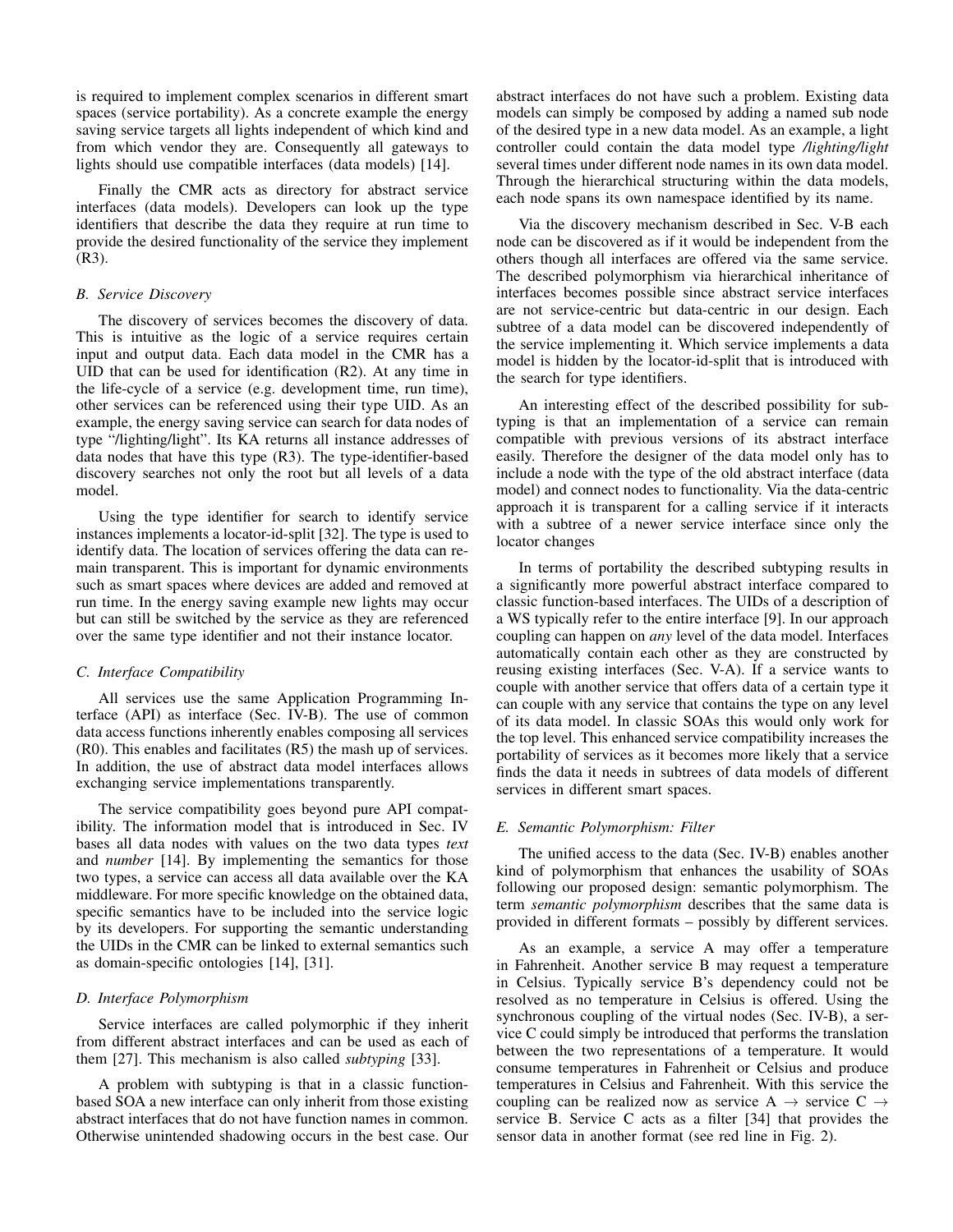is required to implement complex scenarios in different smart spaces (service portability). As a concrete example the energy saving service targets all lights independent of which kind and from which vendor they are. Consequently all gateways to lights should use compatible interfaces (data models) [14].

Finally the CMR acts as directory for abstract service interfaces (data models). Developers can look up the type identifiers that describe the data they require at run time to provide the desired functionality of the service they implement (R3).

### B. Service Discovery

The discovery of services becomes the discovery of data. This is intuitive as the logic of a service requires certain input and output data. Each data model in the CMR has a UID that can be used for identification (R2). At any time in the life-cycle of a service (e.g. development time, run time), other services can be referenced using their type UID. As an example, the energy saving service can search for data nodes of type "/lighting/light". Its KA returns all instance addresses of data nodes that have this type (R3). The type-identifier-based discovery searches not only the root but all levels of a data model.

Using the type identifier for search to identify service instances implements a locator-id-split [32]. The type is used to identify data. The location of services offering the data can remain transparent. This is important for dynamic environments such as smart spaces where devices are added and removed at run time. In the energy saving example new lights may occur but can still be switched by the service as they are referenced over the same type identifier and not their instance locator.

### C. Interface Compatibility

All services use the same Application Programming Interface (API) as interface (Sec. IV-B). The use of common data access functions inherently enables composing all services (R0). This enables and facilitates (R5) the mash up of services. In addition, the use of abstract data model interfaces allows exchanging service implementations transparently.

The service compatibility goes beyond pure API compatibility. The information model that is introduced in Sec. IV bases all data nodes with values on the two data types *text* and *number* [14]. By implementing the semantics for those two types, a service can access all data available over the KA middleware. For more specific knowledge on the obtained data, specific semantics have to be included into the service logic by its developers. For supporting the semantic understanding the UIDs in the CMR can be linked to external semantics such as domain-specific ontologies [14], [31].

### D. Interface Polymorphism

Service interfaces are called polymorphic if they inherit from different abstract interfaces and can be used as each of them [27]. This mechanism is also called *subtyping* [33].

A problem with subtyping is that in a classic function-based SOA a new interface can only inherit from those existing abstract interfaces that do not have function names in common. Otherwise unintended shadowing occurs in the best case. Our abstract interfaces do not have such a problem. Existing data models can simply be composed by adding a named sub node of the desired type in a new data model. As an example, a light controller could contain the data model type */lighting/light* several times under different node names in its own data model. Through the hierarchical structuring within the data models, each node spans its own namespace identified by its name.

Via the discovery mechanism described in Sec. V-B each node can be discovered as if it would be independent from the others though all interfaces are offered via the same service. The described polymorphism via hierarchical inheritance of interfaces becomes possible since abstract service interfaces are not service-centric but data-centric in our design. Each subtree of a data model can be discovered independently of the service implementing it. Which service implements a data model is hidden by the locator-id-split that is introduced with the search for type identifiers.

An interesting effect of the described possibility for subtyping is that an implementation of a service can remain compatible with previous versions of its abstract interface easily. Therefore the designer of the data model only has to include a node with the type of the old abstract interface (data model) and connect nodes to functionality. Via the data-centric approach it is transparent for a calling service if it interacts with a subtree of a newer service interface since only the locator changes

In terms of portability the described subtyping results in a significantly more powerful abstract interface compared to classic function-based interfaces. The UIDs of a description of a WS typically refer to the entire interface [9]. In our approach coupling can happen on *any* level of the data model. Interfaces automatically contain each other as they are constructed by reusing existing interfaces (Sec. V-A). If a service wants to couple with another service that offers data of a certain type it can couple with any service that contains the type on any level of its data model. In classic SOAs this would only work for the top level. This enhanced service compatibility increases the portability of services as it becomes more likely that a service finds the data it needs in subtrees of data models of different services in different smart spaces.

### E. Semantic Polymorphism: Filter

The unified access to the data (Sec. IV-B) enables another kind of polymorphism that enhances the usability of SOAs following our proposed design: semantic polymorphism. The term *semantic polymorphism* describes that the same data is provided in different formats – possibly by different services.

As an example, a service A may offer a temperature in Fahrenheit. Another service B may request a temperature in Celsius. Typically service B's dependency could not be resolved as no temperature in Celsius is offered. Using the synchronous coupling of the virtual nodes (Sec. IV-B), a service C could simply be introduced that performs the translation between the two representations of a temperature. It would consume temperatures in Fahrenheit or Celsius and produce temperatures in Celsius and Fahrenheit. With this service the coupling can be realized now as service A $\rightarrow$ service C $\rightarrow$ service B. Service C acts as a filter [34] that provides the sensor data in another format (see red line in Fig. 2).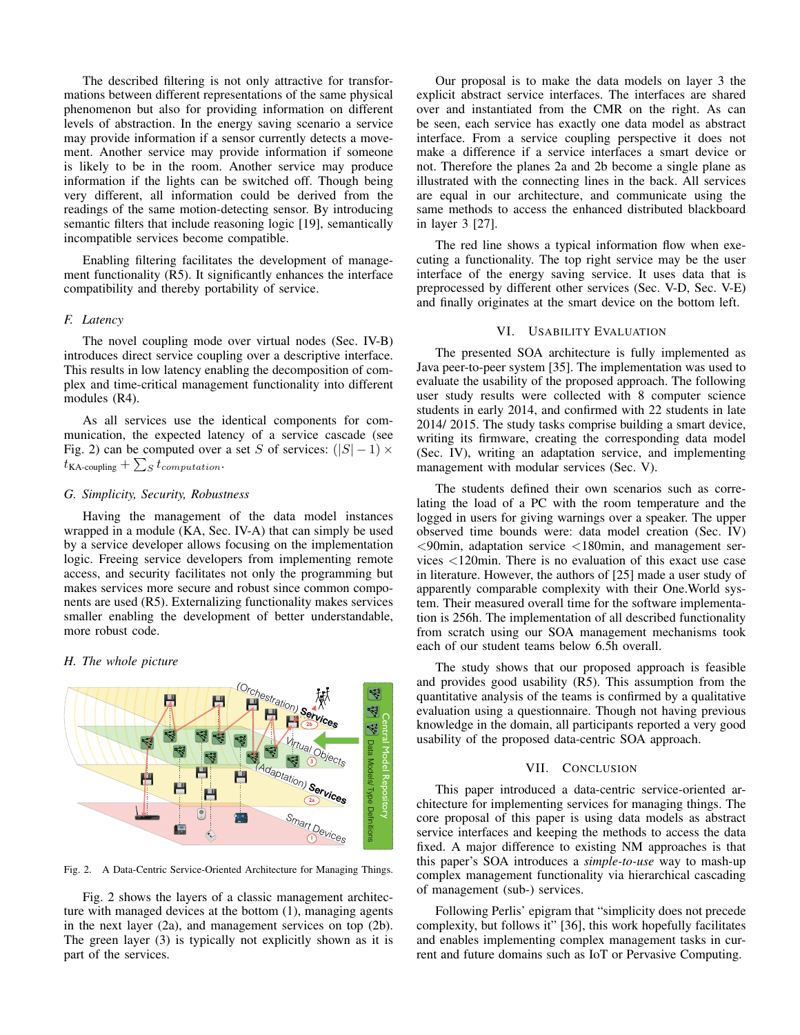The described filtering is not only attractive for transformations between different representations of the same physical phenomenon but also for providing information on different levels of abstraction. In the energy saving scenario a service may provide information if a sensor currently detects a movement. Another service may provide information if someone is likely to be in the room. Another service may produce information if the lights can be switched off. Though being very different, all information could be derived from the readings of the same motion-detecting sensor. By introducing semantic filters that include reasoning logic [19], semantically incompatible services become compatible.

Enabling filtering facilitates the development of management functionality (R5). It significantly enhances the interface compatibility and thereby portability of service.

### *F. Latency*

The novel coupling mode over virtual nodes (Sec. IV-B) introduces direct service coupling over a descriptive interface. This results in low latency enabling the decomposition of complex and time-critical management functionality into different modules (R4).

As all services use the identical components for communication, the expected latency of a service cascade (see Fig. 2) can be computed over a set $S$ of services: $(|S|-1) \times t_{\text{KA-coupling}} + \sum_S t_{computation}$.

### *G. Simplicity, Security, Robustness*

Having the management of the data model instances wrapped in a module (KA, Sec. IV-A) that can simply be used by a service developer allows focusing on the implementation logic. Freeing service developers from implementing remote access, and security facilitates not only the programming but makes services more secure and robust since common components are used (R5). Externalizing functionality makes services smaller enabling the development of better understandable, more robust code.

### *H. The whole picture*

Fig. 2. A Data-Centric Service-Oriented Architecture for Managing Things.

Fig. 2 shows the layers of a classic management architecture with managed devices at the bottom (1), managing agents in the next layer (2a), and management services on top (2b). The green layer (3) is typically not explicitly shown as it is part of the services.

Our proposal is to make the data models on layer 3 the explicit abstract service interfaces. The interfaces are shared over and instantiated from the CMR on the right. As can be seen, each service has exactly one data model as abstract interface. From a service coupling perspective it does not make a difference if a service interfaces a smart device or not. Therefore the planes 2a and 2b become a single plane as illustrated with the connecting lines in the back. All services are equal in our architecture, and communicate using the same methods to access the enhanced distributed blackboard in layer 3 [27].

The red line shows a typical information flow when executing a functionality. The top right service may be the user interface of the energy saving service. It uses data that is preprocessed by different other services (Sec. V-D, Sec. V-E) and finally originates at the smart device on the bottom left.

## VI. Usability Evaluation

The presented SOA architecture is fully implemented as Java peer-to-peer system [35]. The implementation was used to evaluate the usability of the proposed approach. The following user study results were collected with 8 computer science students in early 2014, and confirmed with 22 students in late 2014/ 2015. The study tasks comprise building a smart device, writing its firmware, creating the corresponding data model (Sec. IV), writing an adaptation service, and implementing management with modular services (Sec. V).

The students defined their own scenarios such as correlating the load of a PC with the room temperature and the logged in users for giving warnings over a speaker. The upper observed time bounds were: data model creation (Sec. IV) <90min, adaptation service <180min, and management services <120min. There is no evaluation of this exact use case in literature. However, the authors of [25] made a user study of apparently comparable complexity with their One.World system. Their measured overall time for the software implementation is 256h. The implementation of all described functionality from scratch using our SOA management mechanisms took each of our student teams below 6.5h overall.

The study shows that our proposed approach is feasible and provides good usability (R5). This assumption from the quantitative analysis of the teams is confirmed by a qualitative evaluation using a questionnaire. Though not having previous knowledge in the domain, all participants reported a very good usability of the proposed data-centric SOA approach.

## VII. Conclusion

This paper introduced a data-centric service-oriented architecture for implementing services for managing things. The core proposal of this paper is using data models as abstract service interfaces and keeping the methods to access the data fixed. A major difference to existing NM approaches is that this paper's SOA introduces a *simple-to-use* way to mash-up complex management functionality via hierarchical cascading of management (sub-) services.

Following Perlis' epigram that "simplicity does not precede complexity, but follows it" [36], this work hopefully facilitates and enables implementing complex management tasks in current and future domains such as IoT or Pervasive Computing.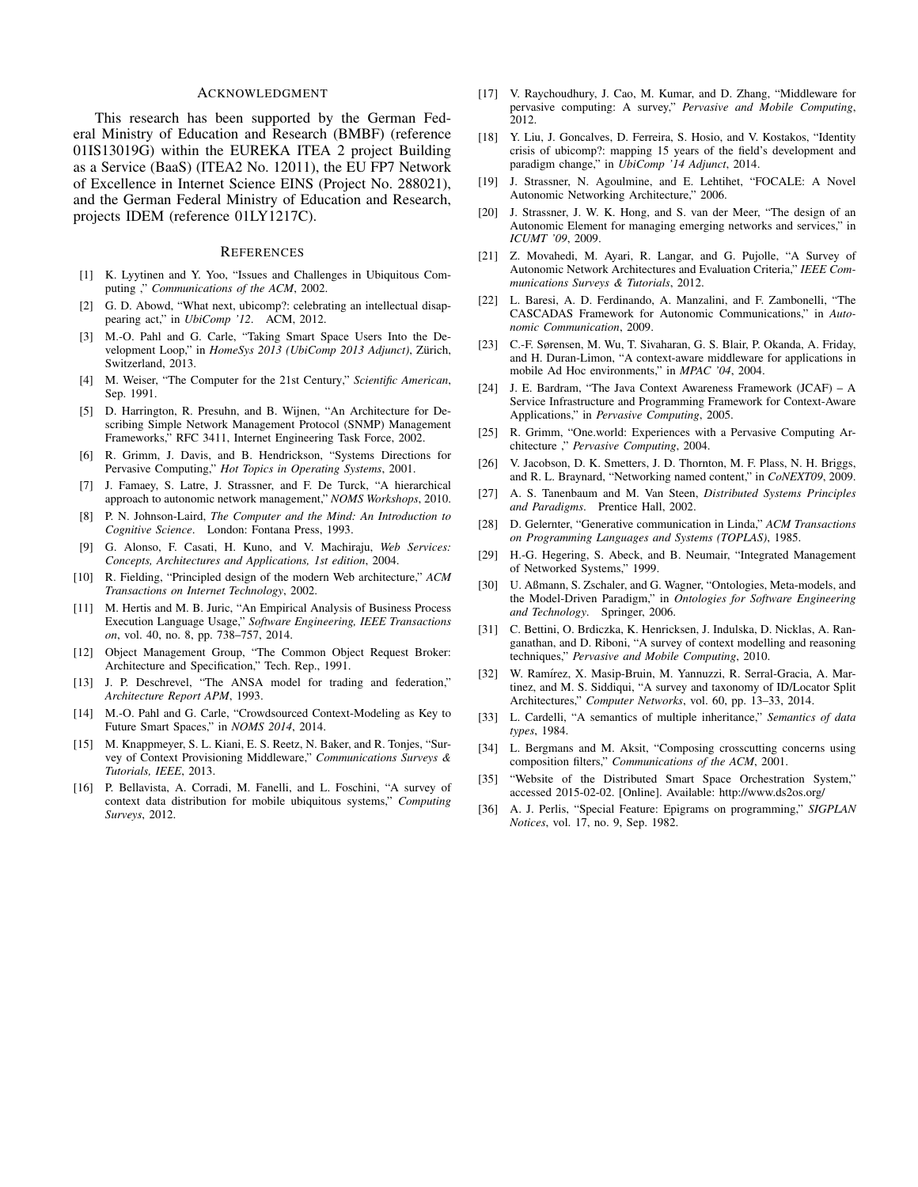## Acknowledgment

This research has been supported by the German Federal Ministry of Education and Research (BMBF) (reference 01IS13019G) within the EUREKA ITEA 2 project Building as a Service (BaaS) (ITEA2 No. 12011), the EU FP7 Network of Excellence in Internet Science EINS (Project No. 288021), and the German Federal Ministry of Education and Research, projects IDEM (reference 01LY1217C).

## References

[1] K. Lyytinen and Y. Yoo, "Issues and Challenges in Ubiquitous Computing ," *Communications of the ACM*, 2002.

[2] G. D. Abowd, "What next, ubicomp?: celebrating an intellectual disappearing act," in *UbiComp '12*. ACM, 2012.

[3] M.-O. Pahl and G. Carle, "Taking Smart Space Users Into the Development Loop," in *HomeSys 2013 (UbiComp 2013 Adjunct)*, Zürich, Switzerland, 2013.

[4] M. Weiser, "The Computer for the 21st Century," *Scientific American*, Sep. 1991.

[5] D. Harrington, R. Presuhn, and B. Wijnen, "An Architecture for Describing Simple Network Management Protocol (SNMP) Management Frameworks," RFC 3411, Internet Engineering Task Force, 2002.

[6] R. Grimm, J. Davis, and B. Hendrickson, "Systems Directions for Pervasive Computing," *Hot Topics in Operating Systems*, 2001.

[7] J. Famaey, S. Latre, J. Strassner, and F. De Turck, "A hierarchical approach to autonomic network management," *NOMS Workshops*, 2010.

[8] P. N. Johnson-Laird, *The Computer and the Mind: An Introduction to Cognitive Science*. London: Fontana Press, 1993.

[9] G. Alonso, F. Casati, H. Kuno, and V. Machiraju, *Web Services: Concepts, Architectures and Applications, 1st edition*, 2004.

[10] R. Fielding, "Principled design of the modern Web architecture," *ACM Transactions on Internet Technology*, 2002.

[11] M. Hertis and M. B. Juric, "An Empirical Analysis of Business Process Execution Language Usage," *Software Engineering, IEEE Transactions on*, vol. 40, no. 8, pp. 738–757, 2014.

[12] Object Management Group, "The Common Object Request Broker: Architecture and Specification," Tech. Rep., 1991.

[13] J. P. Deschrevel, "The ANSA model for trading and federation," *Architecture Report APM*, 1993.

[14] M.-O. Pahl and G. Carle, "Crowdsourced Context-Modeling as Key to Future Smart Spaces," in *NOMS 2014*, 2014.

[15] M. Knappmeyer, S. L. Kiani, E. S. Reetz, N. Baker, and R. Tonjes, "Survey of Context Provisioning Middleware," *Communications Surveys & Tutorials, IEEE*, 2013.

[16] P. Bellavista, A. Corradi, M. Fanelli, and L. Foschini, "A survey of context data distribution for mobile ubiquitous systems," *Computing Surveys*, 2012.

[17] V. Raychoudhury, J. Cao, M. Kumar, and D. Zhang, "Middleware for pervasive computing: A survey," *Pervasive and Mobile Computing*, 2012.

[18] Y. Liu, J. Goncalves, D. Ferreira, S. Hosio, and V. Kostakos, "Identity crisis of ubicomp?: mapping 15 years of the field's development and paradigm change," in *UbiComp '14 Adjunct*, 2014.

[19] J. Strassner, N. Agoulmine, and E. Lehtihet, "FOCALE: A Novel Autonomic Networking Architecture," 2006.

[20] J. Strassner, J. W. K. Hong, and S. van der Meer, "The design of an Autonomic Element for managing emerging networks and services," in *ICUMT '09*, 2009.

[21] Z. Movahedi, M. Ayari, R. Langar, and G. Pujolle, "A Survey of Autonomic Network Architectures and Evaluation Criteria," *IEEE Communications Surveys & Tutorials*, 2012.

[22] L. Baresi, A. D. Ferdinando, A. Manzalini, and F. Zambonelli, "The CASCADAS Framework for Autonomic Communications," in *Autonomic Communication*, 2009.

[23] C.-F. Sørensen, M. Wu, T. Sivaharan, G. S. Blair, P. Okanda, A. Friday, and H. Duran-Limon, "A context-aware middleware for applications in mobile Ad Hoc environments," in *MPAC '04*, 2004.

[24] J. E. Bardram, "The Java Context Awareness Framework (JCAF) – A Service Infrastructure and Programming Framework for Context-Aware Applications," in *Pervasive Computing*, 2005.

[25] R. Grimm, "One.world: Experiences with a Pervasive Computing Architecture ," *Pervasive Computing*, 2004.

[26] V. Jacobson, D. K. Smetters, J. D. Thornton, M. F. Plass, N. H. Briggs, and R. L. Braynard, "Networking named content," in *CoNEXT09*, 2009.

[27] A. S. Tanenbaum and M. Van Steen, *Distributed Systems Principles and Paradigms*. Prentice Hall, 2002.

[28] D. Gelernter, "Generative communication in Linda," *ACM Transactions on Programming Languages and Systems (TOPLAS)*, 1985.

[29] H.-G. Hegering, S. Abeck, and B. Neumair, "Integrated Management of Networked Systems," 1999.

[30] U. Aßmann, S. Zschaler, and G. Wagner, "Ontologies, Meta-models, and the Model-Driven Paradigm," in *Ontologies for Software Engineering and Technology*. Springer, 2006.

[31] C. Bettini, O. Brdiczka, K. Henricksen, J. Indulska, D. Nicklas, A. Ranganathan, and D. Riboni, "A survey of context modelling and reasoning techniques," *Pervasive and Mobile Computing*, 2010.

[32] W. Ramírez, X. Masip-Bruin, M. Yannuzzi, R. Serral-Gracia, A. Martinez, and M. S. Siddiqui, "A survey and taxonomy of ID/Locator Split Architectures," *Computer Networks*, vol. 60, pp. 13–33, 2014.

[33] L. Cardelli, "A semantics of multiple inheritance," *Semantics of data types*, 1984.

[34] L. Bergmans and M. Aksit, "Composing crosscutting concerns using composition filters," *Communications of the ACM*, 2001.

[35] "Website of the Distributed Smart Space Orchestration System," accessed 2015-02-02. [Online]. Available: http://www.ds2os.org/

[36] A. J. Perlis, "Special Feature: Epigrams on programming," *SIGPLAN Notices*, vol. 17, no. 9, Sep. 1982.